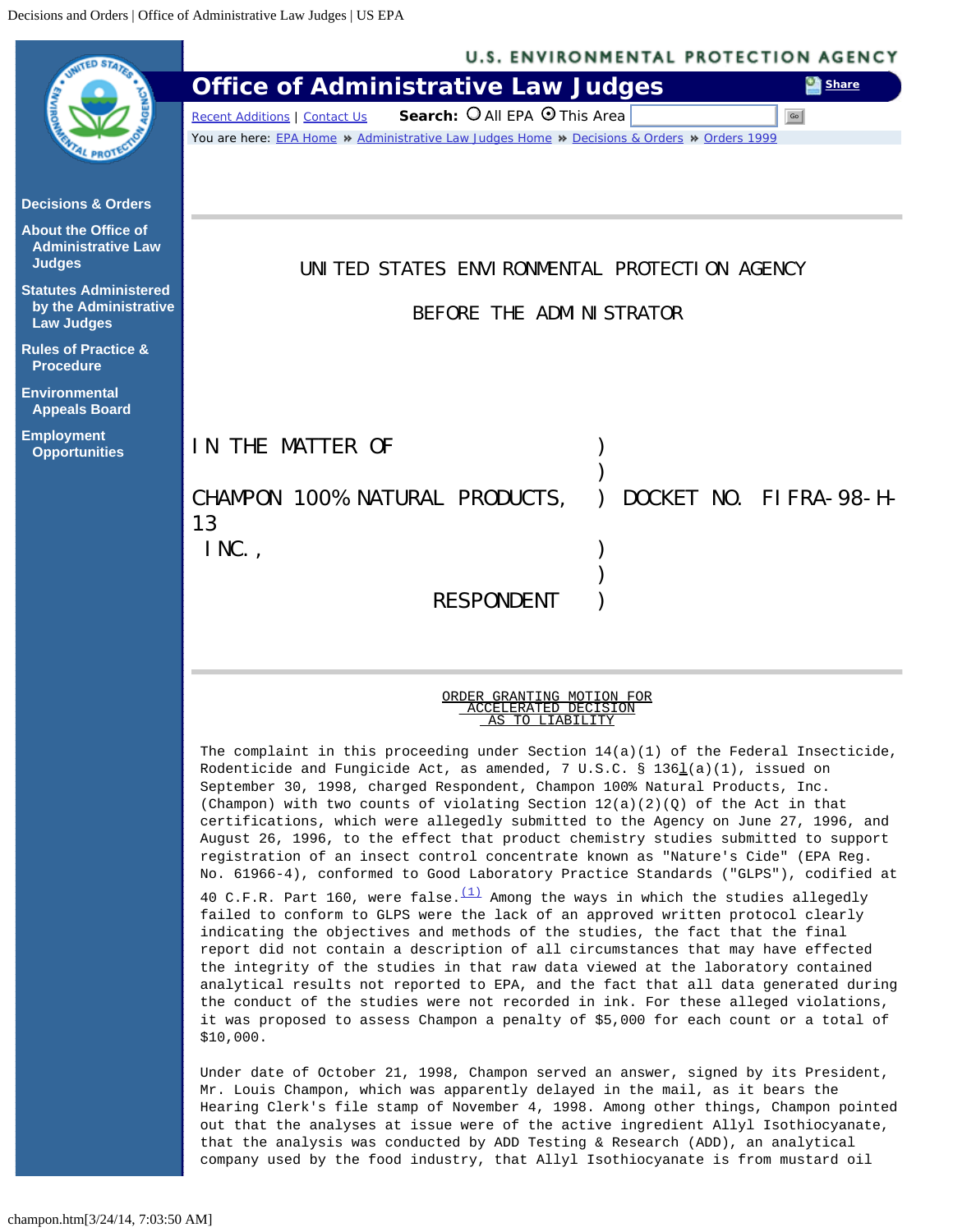UNITED STATES ENVIRONMENTAL PROTECTION AGENCY

BEFORE THE ADMINISTRATOR

| | | |
|---|---|---|
| IN THE MATTER OF | ) | |
| | ) | |
| CHAMPON 100% NATURAL PRODUCTS, INC., | ) | DOCKET NO. FIFRA-98-H-13 |
| | ) | |
| RESPONDENT | ) | |

ORDER GRANTING MOTION FOR ACCELERATED DECISION AS TO LIABILITY

The complaint in this proceeding under Section 14(a)(1) of the Federal Insecticide, Rodenticide and Fungicide Act, as amended, 7 U.S.C. § 136l(a)(1), issued on September 30, 1998, charged Respondent, Champon 100% Natural Products, Inc. (Champon) with two counts of violating Section 12(a)(2)(Q) of the Act in that certifications, which were allegedly submitted to the Agency on June 27, 1996, and August 26, 1996, to the effect that product chemistry studies submitted to support registration of an insect control concentrate known as "Nature's Cide" (EPA Reg. No. 61966-4), conformed to Good Laboratory Practice Standards ("GLPS"), codified at 40 C.F.R. Part 160, were false.[1] Among the ways in which the studies allegedly failed to conform to GLPS were the lack of an approved written protocol clearly indicating the objectives and methods of the studies, the fact that the final report did not contain a description of all circumstances that may have effected the integrity of the studies in that raw data viewed at the laboratory contained analytical results not reported to EPA, and the fact that all data generated during the conduct of the studies were not recorded in ink. For these alleged violations, it was proposed to assess Champon a penalty of $5,000 for each count or a total of $10,000.

Under date of October 21, 1998, Champon served an answer, signed by its President, Mr. Louis Champon, which was apparently delayed in the mail, as it bears the Hearing Clerk's file stamp of November 4, 1998. Among other things, Champon pointed out that the analyses at issue were of the active ingredient Allyl Isothiocyanate, that the analysis was conducted by ADD Testing & Research (ADD), an analytical company used by the food industry, that Allyl Isothiocyanate is from mustard oil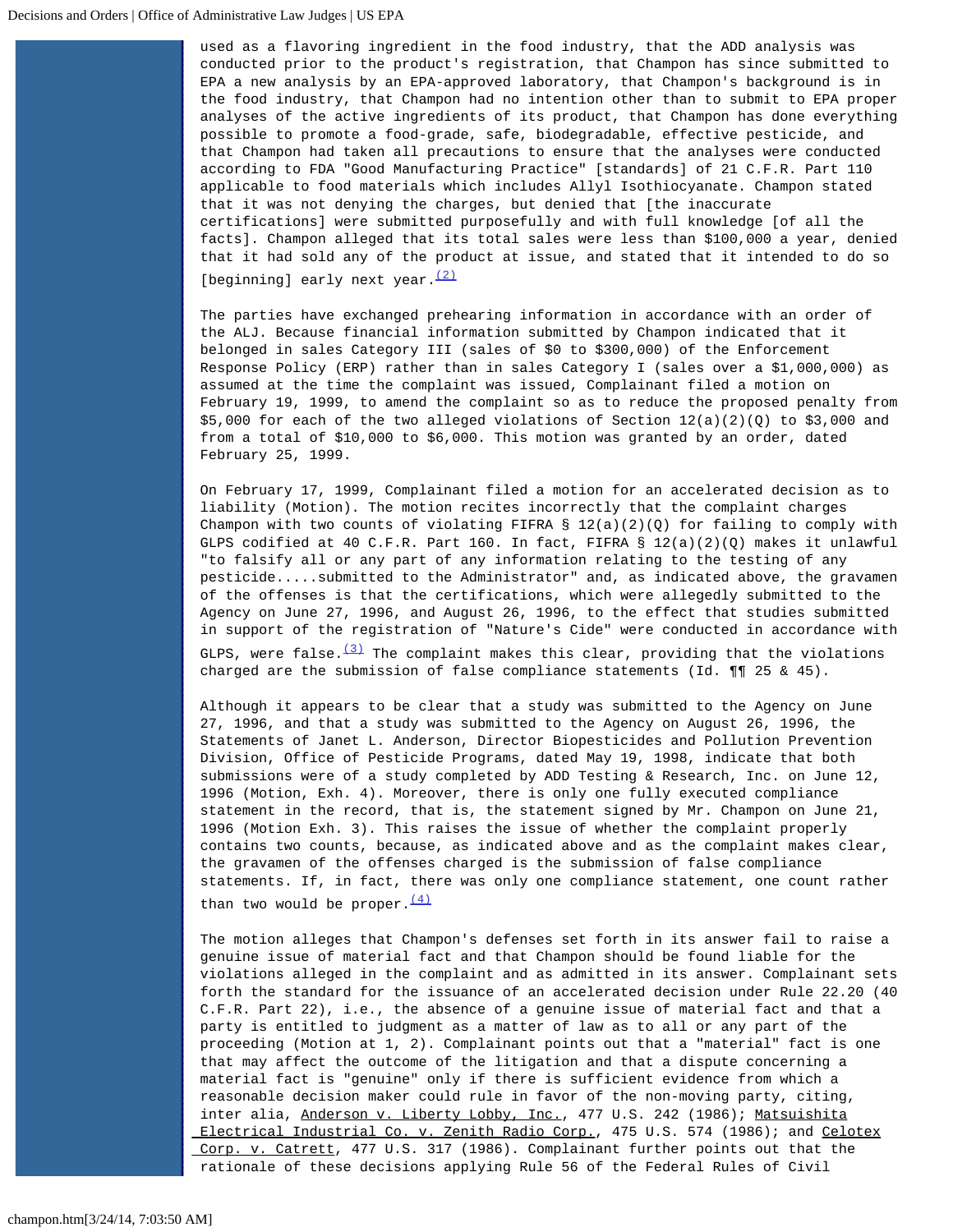used as a flavoring ingredient in the food industry, that the ADD analysis was conducted prior to the product's registration, that Champon has since submitted to EPA a new analysis by an EPA-approved laboratory, that Champon's background is in the food industry, that Champon had no intention other than to submit to EPA proper analyses of the active ingredients of its product, that Champon has done everything possible to promote a food-grade, safe, biodegradable, effective pesticide, and that Champon had taken all precautions to ensure that the analyses were conducted according to FDA "Good Manufacturing Practice" [standards] of 21 C.F.R. Part 110 applicable to food materials which includes Allyl Isothiocyanate. Champon stated that it was not denying the charges, but denied that [the inaccurate certifications] were submitted purposefully and with full knowledge [of all the facts]. Champon alleged that its total sales were less than $100,000 a year, denied that it had sold any of the product at issue, and stated that it intended to do so [beginning] early next year.[(2)]

The parties have exchanged prehearing information in accordance with an order of the ALJ. Because financial information submitted by Champon indicated that it belonged in sales Category III (sales of $0 to $300,000) of the Enforcement Response Policy (ERP) rather than in sales Category I (sales over a $1,000,000) as assumed at the time the complaint was issued, Complainant filed a motion on February 19, 1999, to amend the complaint so as to reduce the proposed penalty from $5,000 for each of the two alleged violations of Section 12(a)(2)(Q) to $3,000 and from a total of $10,000 to $6,000. This motion was granted by an order, dated February 25, 1999.

On February 17, 1999, Complainant filed a motion for an accelerated decision as to liability (Motion). The motion recites incorrectly that the complaint charges Champon with two counts of violating FIFRA § 12(a)(2)(Q) for failing to comply with GLPS codified at 40 C.F.R. Part 160. In fact, FIFRA § 12(a)(2)(Q) makes it unlawful "to falsify all or any part of any information relating to the testing of any pesticide.....submitted to the Administrator" and, as indicated above, the gravamen of the offenses is that the certifications, which were allegedly submitted to the Agency on June 27, 1996, and August 26, 1996, to the effect that studies submitted in support of the registration of "Nature's Cide" were conducted in accordance with GLPS, were false.[(3)] The complaint makes this clear, providing that the violations charged are the submission of false compliance statements (Id. ¶¶ 25 & 45).

Although it appears to be clear that a study was submitted to the Agency on June 27, 1996, and that a study was submitted to the Agency on August 26, 1996, the Statements of Janet L. Anderson, Director Biopesticides and Pollution Prevention Division, Office of Pesticide Programs, dated May 19, 1998, indicate that both submissions were of a study completed by ADD Testing & Research, Inc. on June 12, 1996 (Motion, Exh. 4). Moreover, there is only one fully executed compliance statement in the record, that is, the statement signed by Mr. Champon on June 21, 1996 (Motion Exh. 3). This raises the issue of whether the complaint properly contains two counts, because, as indicated above and as the complaint makes clear, the gravamen of the offenses charged is the submission of false compliance statements. If, in fact, there was only one compliance statement, one count rather than two would be proper.[(4)]

The motion alleges that Champon's defenses set forth in its answer fail to raise a genuine issue of material fact and that Champon should be found liable for the violations alleged in the complaint and as admitted in its answer. Complainant sets forth the standard for the issuance of an accelerated decision under Rule 22.20 (40 C.F.R. Part 22), i.e., the absence of a genuine issue of material fact and that a party is entitled to judgment as a matter of law as to all or any part of the proceeding (Motion at 1, 2). Complainant points out that a "material" fact is one that may affect the outcome of the litigation and that a dispute concerning a material fact is "genuine" only if there is sufficient evidence from which a reasonable decision maker could rule in favor of the non-moving party, citing, inter alia, Anderson v. Liberty Lobby, Inc., 477 U.S. 242 (1986); Matsuishita Electrical Industrial Co. v. Zenith Radio Corp., 475 U.S. 574 (1986); and Celotex Corp. v. Catrett, 477 U.S. 317 (1986). Complainant further points out that the rationale of these decisions applying Rule 56 of the Federal Rules of Civil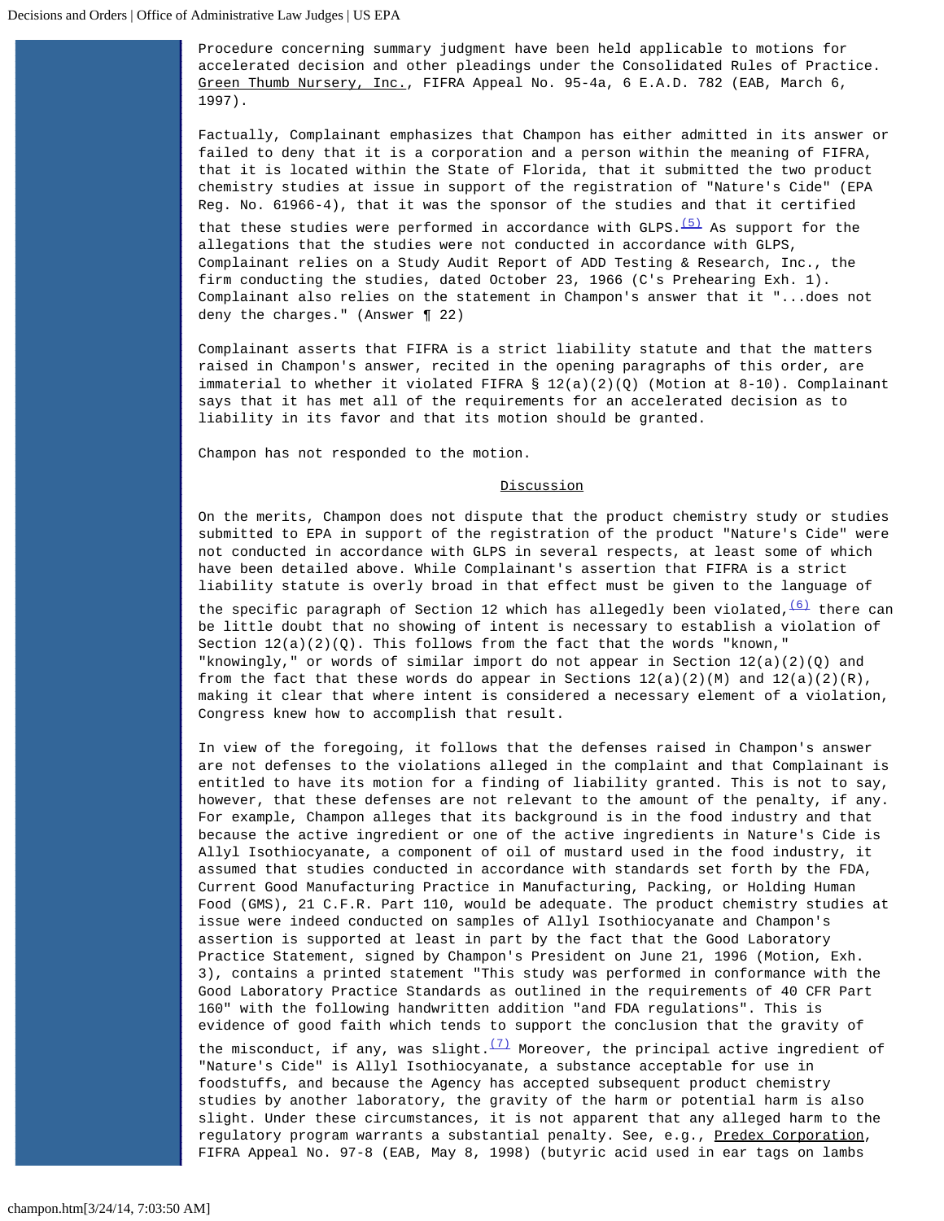Procedure concerning summary judgment have been held applicable to motions for accelerated decision and other pleadings under the Consolidated Rules of Practice. Green Thumb Nursery, Inc., FIFRA Appeal No. 95-4a, 6 E.A.D. 782 (EAB, March 6, 1997).

Factually, Complainant emphasizes that Champon has either admitted in its answer or failed to deny that it is a corporation and a person within the meaning of FIFRA, that it is located within the State of Florida, that it submitted the two product chemistry studies at issue in support of the registration of "Nature's Cide" (EPA Reg. No. 61966-4), that it was the sponsor of the studies and that it certified that these studies were performed in accordance with GLPS.[(5)] As support for the allegations that the studies were not conducted in accordance with GLPS, Complainant relies on a Study Audit Report of ADD Testing & Research, Inc., the firm conducting the studies, dated October 23, 1966 (C's Prehearing Exh. 1). Complainant also relies on the statement in Champon's answer that it "...does not deny the charges." (Answer ¶ 22)

Complainant asserts that FIFRA is a strict liability statute and that the matters raised in Champon's answer, recited in the opening paragraphs of this order, are immaterial to whether it violated FIFRA § 12(a)(2)(Q) (Motion at 8-10). Complainant says that it has met all of the requirements for an accelerated decision as to liability in its favor and that its motion should be granted.

Champon has not responded to the motion.

## Discussion

On the merits, Champon does not dispute that the product chemistry study or studies submitted to EPA in support of the registration of the product "Nature's Cide" were not conducted in accordance with GLPS in several respects, at least some of which have been detailed above. While Complainant's assertion that FIFRA is a strict liability statute is overly broad in that effect must be given to the language of the specific paragraph of Section 12 which has allegedly been violated,[(6)] there can be little doubt that no showing of intent is necessary to establish a violation of Section 12(a)(2)(Q). This follows from the fact that the words "known," "knowingly," or words of similar import do not appear in Section 12(a)(2)(Q) and from the fact that these words do appear in Sections 12(a)(2)(M) and 12(a)(2)(R), making it clear that where intent is considered a necessary element of a violation, Congress knew how to accomplish that result.

In view of the foregoing, it follows that the defenses raised in Champon's answer are not defenses to the violations alleged in the complaint and that Complainant is entitled to have its motion for a finding of liability granted. This is not to say, however, that these defenses are not relevant to the amount of the penalty, if any. For example, Champon alleges that its background is in the food industry and that because the active ingredient or one of the active ingredients in Nature's Cide is Allyl Isothiocyanate, a component of oil of mustard used in the food industry, it assumed that studies conducted in accordance with standards set forth by the FDA, Current Good Manufacturing Practice in Manufacturing, Packing, or Holding Human Food (GMS), 21 C.F.R. Part 110, would be adequate. The product chemistry studies at issue were indeed conducted on samples of Allyl Isothiocyanate and Champon's assertion is supported at least in part by the fact that the Good Laboratory Practice Statement, signed by Champon's President on June 21, 1996 (Motion, Exh. 3), contains a printed statement "This study was performed in conformance with the Good Laboratory Practice Standards as outlined in the requirements of 40 CFR Part 160" with the following handwritten addition "and FDA regulations". This is evidence of good faith which tends to support the conclusion that the gravity of the misconduct, if any, was slight.[(7)] Moreover, the principal active ingredient of "Nature's Cide" is Allyl Isothiocyanate, a substance acceptable for use in foodstuffs, and because the Agency has accepted subsequent product chemistry studies by another laboratory, the gravity of the harm or potential harm is also slight. Under these circumstances, it is not apparent that any alleged harm to the regulatory program warrants a substantial penalty. See, e.g., Predex Corporation, FIFRA Appeal No. 97-8 (EAB, May 8, 1998) (butyric acid used in ear tags on lambs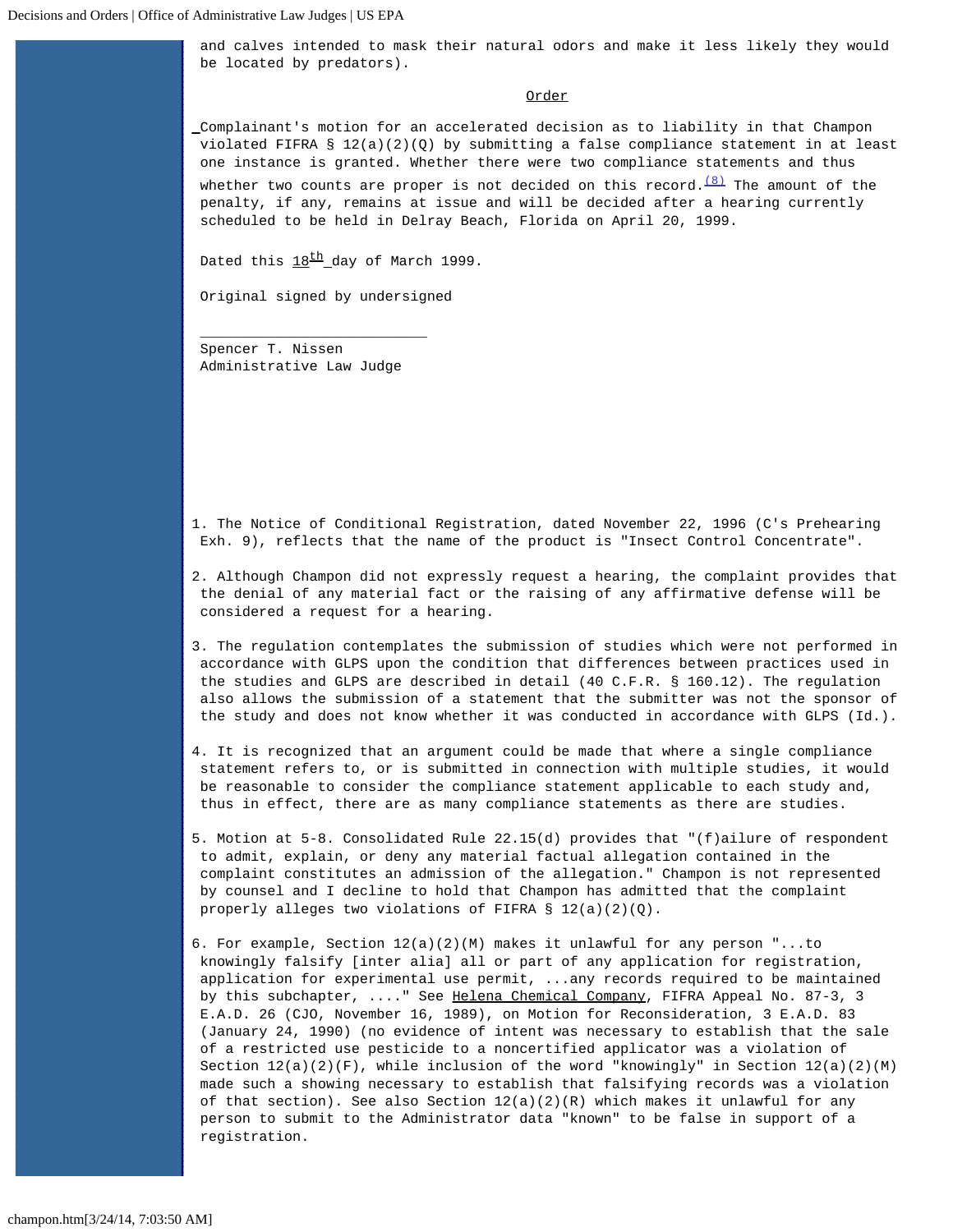and calves intended to mask their natural odors and make it less likely they would be located by predators).

## Order

Complainant's motion for an accelerated decision as to liability in that Champon violated FIFRA § 12(a)(2)(Q) by submitting a false compliance statement in at least one instance is granted. Whether there were two compliance statements and thus whether two counts are proper is not decided on this record.[(8)] The amount of the penalty, if any, remains at issue and will be decided after a hearing currently scheduled to be held in Delray Beach, Florida on April 20, 1999.

Dated this 18th day of March 1999.

Original signed by undersigned

______________________________

Spencer T. Nissen
Administrative Law Judge

---

1. The Notice of Conditional Registration, dated November 22, 1996 (C's Prehearing Exh. 9), reflects that the name of the product is "Insect Control Concentrate".

2. Although Champon did not expressly request a hearing, the complaint provides that the denial of any material fact or the raising of any affirmative defense will be considered a request for a hearing.

3. The regulation contemplates the submission of studies which were not performed in accordance with GLPS upon the condition that differences between practices used in the studies and GLPS are described in detail (40 C.F.R. § 160.12). The regulation also allows the submission of a statement that the submitter was not the sponsor of the study and does not know whether it was conducted in accordance with GLPS (Id.).

4. It is recognized that an argument could be made that where a single compliance statement refers to, or is submitted in connection with multiple studies, it would be reasonable to consider the compliance statement applicable to each study and, thus in effect, there are as many compliance statements as there are studies.

5. Motion at 5-8. Consolidated Rule 22.15(d) provides that "(f)ailure of respondent to admit, explain, or deny any material factual allegation contained in the complaint constitutes an admission of the allegation." Champon is not represented by counsel and I decline to hold that Champon has admitted that the complaint properly alleges two violations of FIFRA § 12(a)(2)(Q).

6. For example, Section 12(a)(2)(M) makes it unlawful for any person "...to knowingly falsify [inter alia] all or part of any application for registration, application for experimental use permit, ...any records required to be maintained by this subchapter, ...." See Helena Chemical Company, FIFRA Appeal No. 87-3, 3 E.A.D. 26 (CJO, November 16, 1989), on Motion for Reconsideration, 3 E.A.D. 83 (January 24, 1990) (no evidence of intent was necessary to establish that the sale of a restricted use pesticide to a noncertified applicator was a violation of Section 12(a)(2)(F), while inclusion of the word "knowingly" in Section 12(a)(2)(M) made such a showing necessary to establish that falsifying records was a violation of that section). See also Section 12(a)(2)(R) which makes it unlawful for any person to submit to the Administrator data "known" to be false in support of a registration.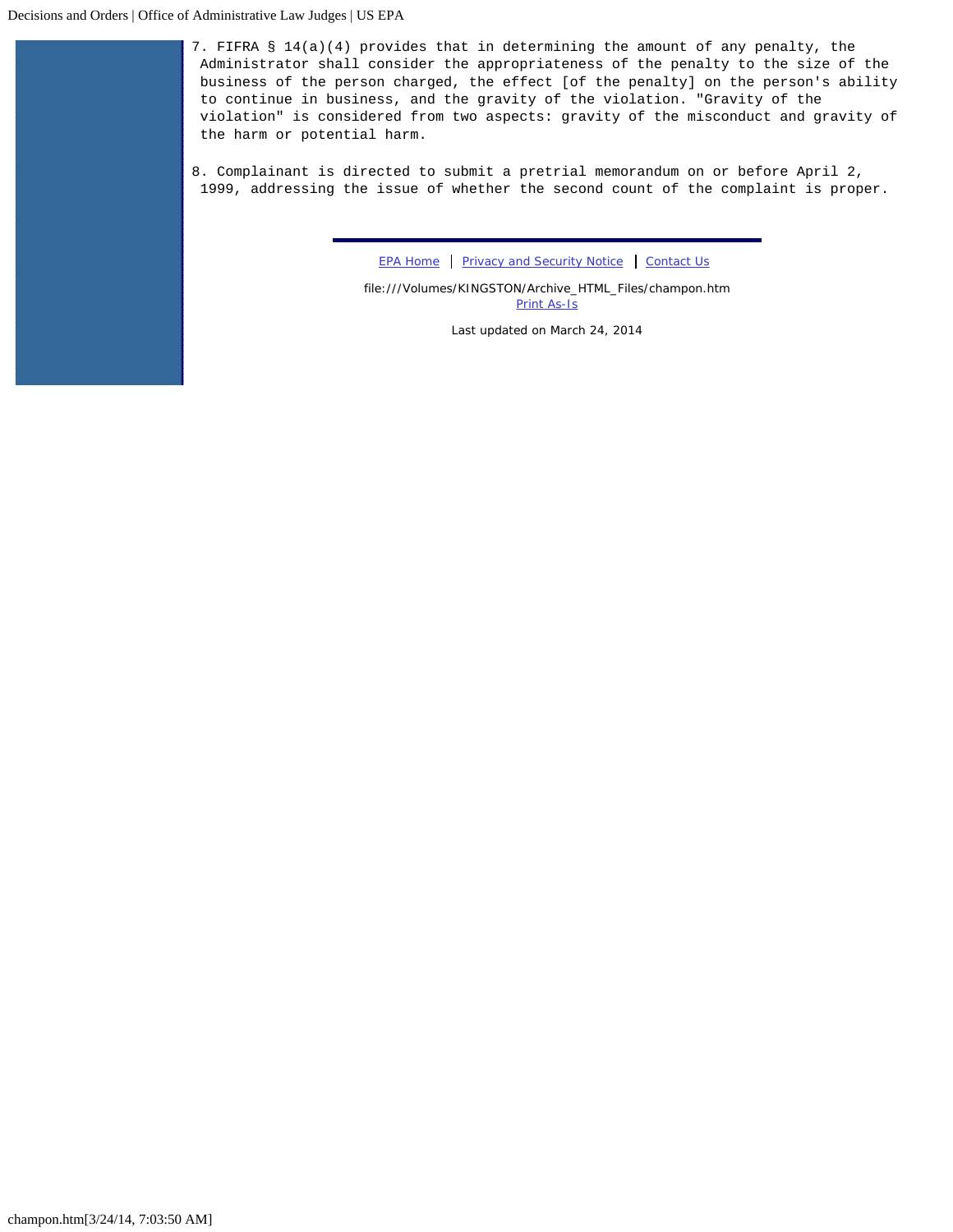7. FIFRA § 14(a)(4) provides that in determining the amount of any penalty, the Administrator shall consider the appropriateness of the penalty to the size of the business of the person charged, the effect [of the penalty] on the person's ability to continue in business, and the gravity of the violation. "Gravity of the violation" is considered from two aspects: gravity of the misconduct and gravity of the harm or potential harm.

8. Complainant is directed to submit a pretrial memorandum on or before April 2, 1999, addressing the issue of whether the second count of the complaint is proper.

EPA Home | Privacy and Security Notice | Contact Us

file:///Volumes/KINGSTON/Archive_HTML_Files/champon.htm
Print As-Is

Last updated on March 24, 2014